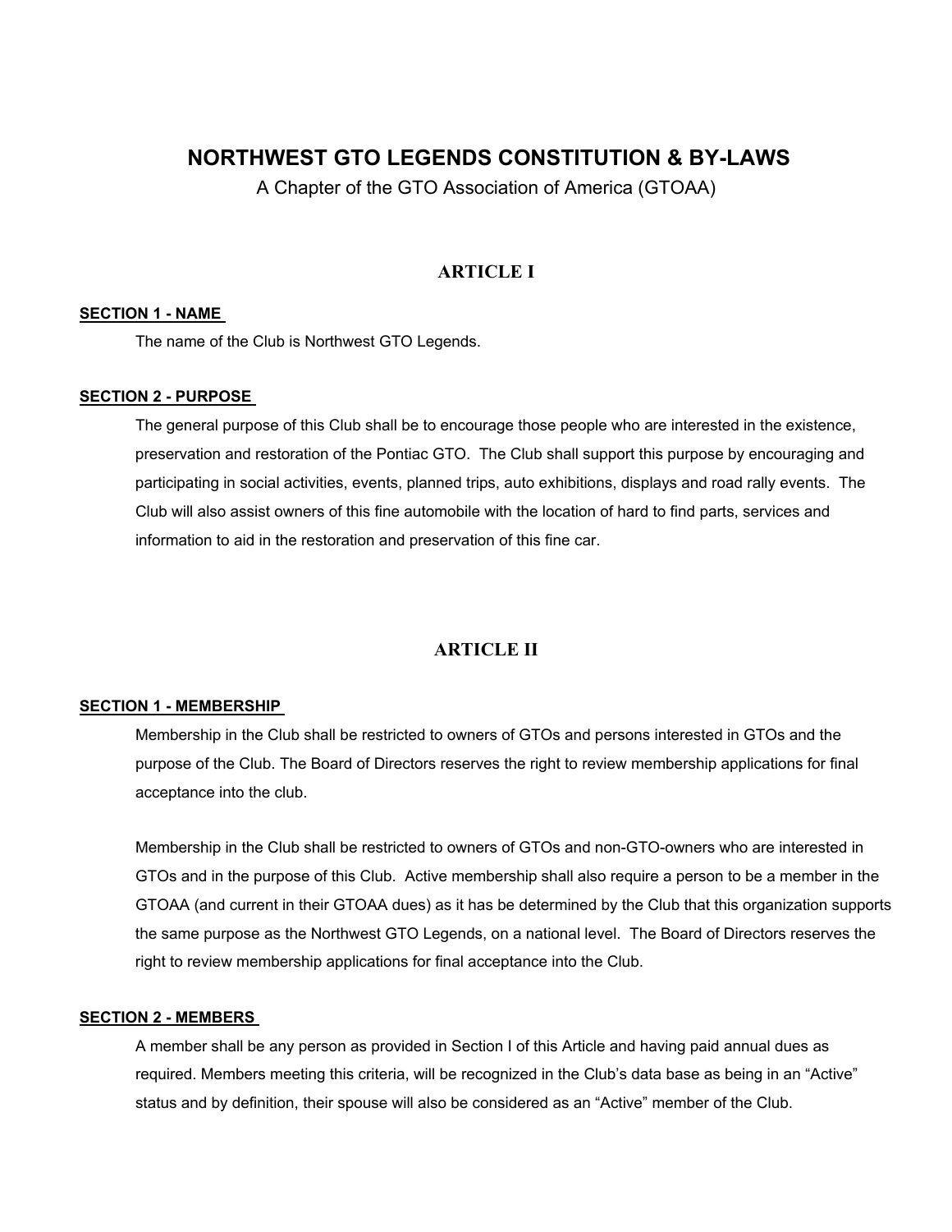# NORTHWEST GTO LEGENDS CONSTITUTION & BY-LAWS

A Chapter of the GTO Association of America (GTOAA)

## ARTICLE I

**SECTION 1 - NAME**

The name of the Club is Northwest GTO Legends.

**SECTION 2 - PURPOSE**

The general purpose of this Club shall be to encourage those people who are interested in the existence, preservation and restoration of the Pontiac GTO. The Club shall support this purpose by encouraging and participating in social activities, events, planned trips, auto exhibitions, displays and road rally events. The Club will also assist owners of this fine automobile with the location of hard to find parts, services and information to aid in the restoration and preservation of this fine car.

## ARTICLE II

**SECTION 1 - MEMBERSHIP**

Membership in the Club shall be restricted to owners of GTOs and persons interested in GTOs and the purpose of the Club. The Board of Directors reserves the right to review membership applications for final acceptance into the club.

Membership in the Club shall be restricted to owners of GTOs and non-GTO-owners who are interested in GTOs and in the purpose of this Club. Active membership shall also require a person to be a member in the GTOAA (and current in their GTOAA dues) as it has be determined by the Club that this organization supports the same purpose as the Northwest GTO Legends, on a national level. The Board of Directors reserves the right to review membership applications for final acceptance into the Club.

**SECTION 2 - MEMBERS**

A member shall be any person as provided in Section I of this Article and having paid annual dues as required. Members meeting this criteria, will be recognized in the Club's data base as being in an "Active" status and by definition, their spouse will also be considered as an "Active" member of the Club.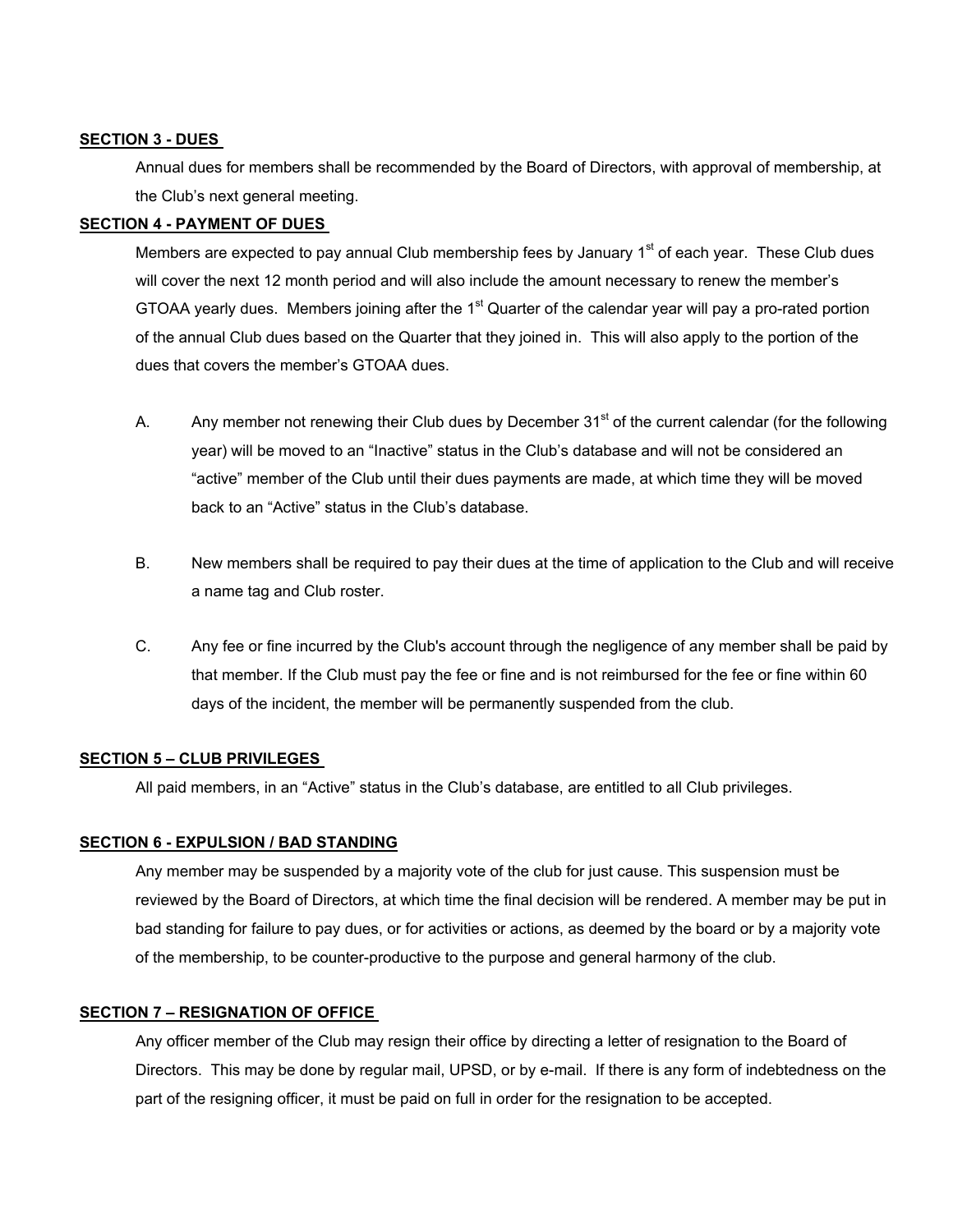**SECTION 3 - DUES**

Annual dues for members shall be recommended by the Board of Directors, with approval of membership, at the Club's next general meeting.

**SECTION 4 - PAYMENT OF DUES**

Members are expected to pay annual Club membership fees by January 1st of each year. These Club dues will cover the next 12 month period and will also include the amount necessary to renew the member's GTOAA yearly dues. Members joining after the 1st Quarter of the calendar year will pay a pro-rated portion of the annual Club dues based on the Quarter that they joined in. This will also apply to the portion of the dues that covers the member's GTOAA dues.

A. Any member not renewing their Club dues by December 31st of the current calendar (for the following year) will be moved to an "Inactive" status in the Club's database and will not be considered an "active" member of the Club until their dues payments are made, at which time they will be moved back to an "Active" status in the Club's database.

B. New members shall be required to pay their dues at the time of application to the Club and will receive a name tag and Club roster.

C. Any fee or fine incurred by the Club's account through the negligence of any member shall be paid by that member. If the Club must pay the fee or fine and is not reimbursed for the fee or fine within 60 days of the incident, the member will be permanently suspended from the club.

**SECTION 5 – CLUB PRIVILEGES**

All paid members, in an "Active" status in the Club's database, are entitled to all Club privileges.

**SECTION 6 - EXPULSION / BAD STANDING**

Any member may be suspended by a majority vote of the club for just cause. This suspension must be reviewed by the Board of Directors, at which time the final decision will be rendered. A member may be put in bad standing for failure to pay dues, or for activities or actions, as deemed by the board or by a majority vote of the membership, to be counter-productive to the purpose and general harmony of the club.

**SECTION 7 – RESIGNATION OF OFFICE**

Any officer member of the Club may resign their office by directing a letter of resignation to the Board of Directors. This may be done by regular mail, UPSD, or by e-mail. If there is any form of indebtedness on the part of the resigning officer, it must be paid on full in order for the resignation to be accepted.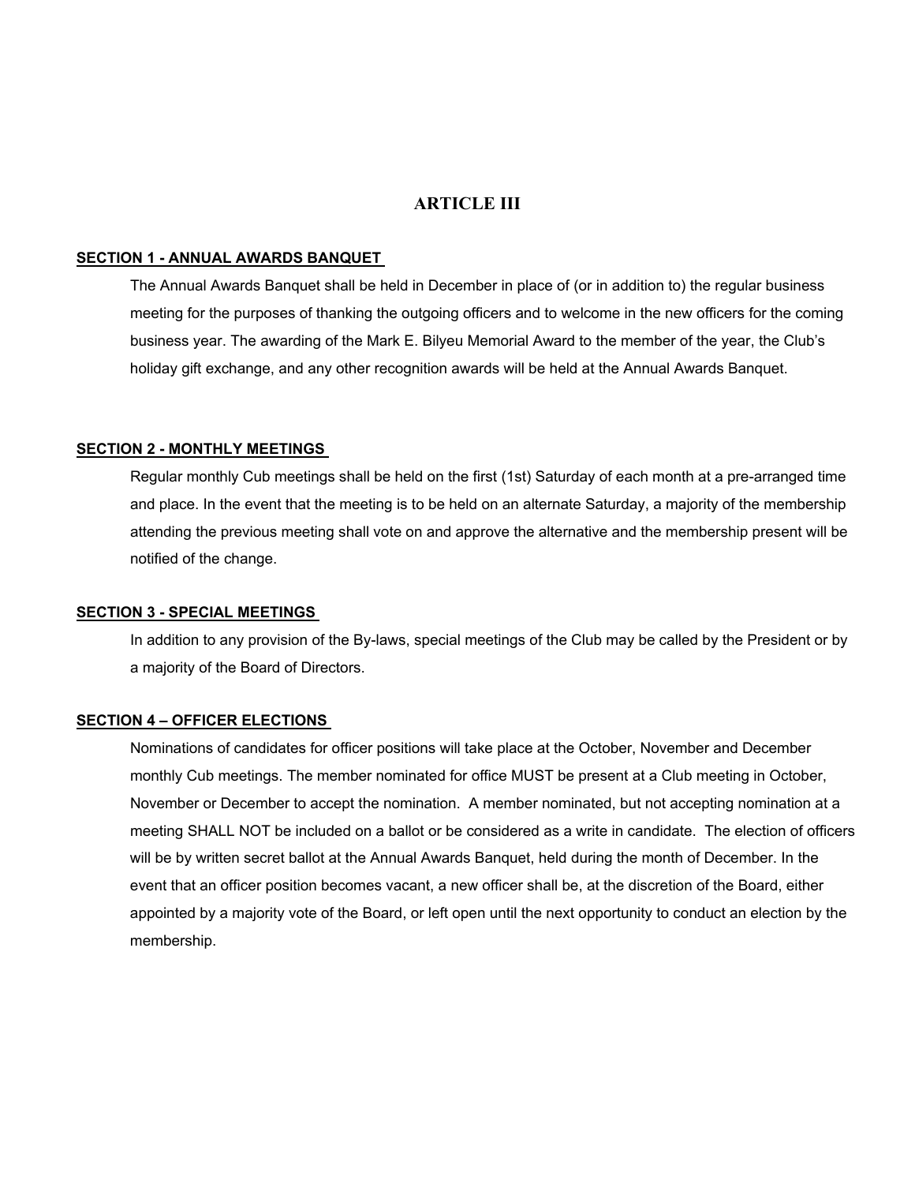# ARTICLE III

**SECTION 1 - ANNUAL AWARDS BANQUET**

The Annual Awards Banquet shall be held in December in place of (or in addition to) the regular business meeting for the purposes of thanking the outgoing officers and to welcome in the new officers for the coming business year. The awarding of the Mark E. Bilyeu Memorial Award to the member of the year, the Club's holiday gift exchange, and any other recognition awards will be held at the Annual Awards Banquet.

**SECTION 2 - MONTHLY MEETINGS**

Regular monthly Cub meetings shall be held on the first (1st) Saturday of each month at a pre-arranged time and place. In the event that the meeting is to be held on an alternate Saturday, a majority of the membership attending the previous meeting shall vote on and approve the alternative and the membership present will be notified of the change.

**SECTION 3 - SPECIAL MEETINGS**

In addition to any provision of the By-laws, special meetings of the Club may be called by the President or by a majority of the Board of Directors.

**SECTION 4 – OFFICER ELECTIONS**

Nominations of candidates for officer positions will take place at the October, November and December monthly Cub meetings. The member nominated for office MUST be present at a Club meeting in October, November or December to accept the nomination. A member nominated, but not accepting nomination at a meeting SHALL NOT be included on a ballot or be considered as a write in candidate. The election of officers will be by written secret ballot at the Annual Awards Banquet, held during the month of December. In the event that an officer position becomes vacant, a new officer shall be, at the discretion of the Board, either appointed by a majority vote of the Board, or left open until the next opportunity to conduct an election by the membership.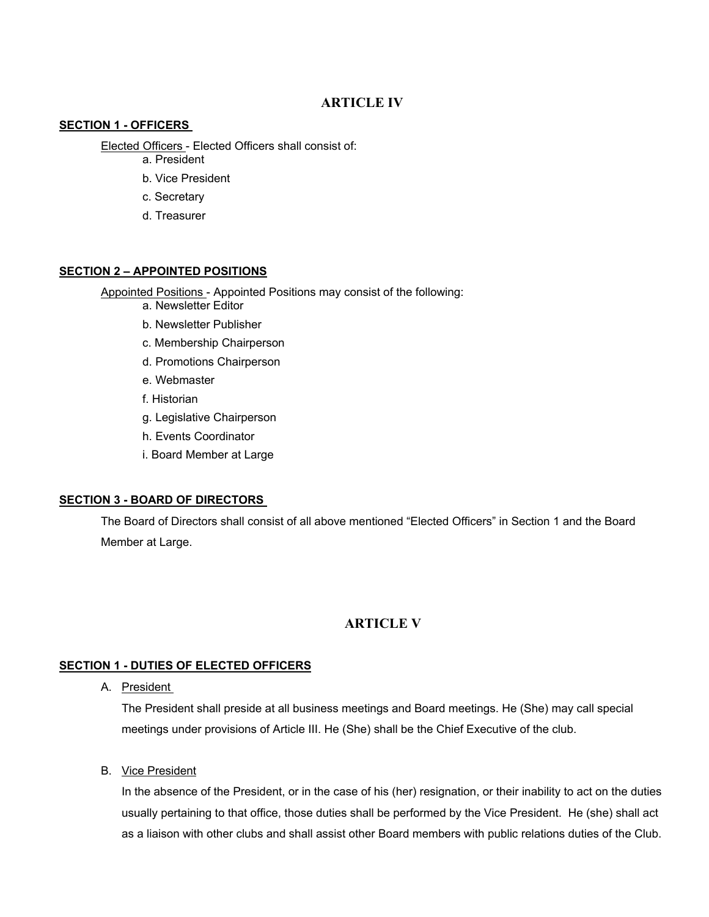## ARTICLE IV

**SECTION 1 - OFFICERS**

Elected Officers - Elected Officers shall consist of:

a. President

b. Vice President

c. Secretary

d. Treasurer

**SECTION 2 – APPOINTED POSITIONS**

Appointed Positions - Appointed Positions may consist of the following:

a. Newsletter Editor

b. Newsletter Publisher

c. Membership Chairperson

d. Promotions Chairperson

e. Webmaster

f. Historian

g. Legislative Chairperson

h. Events Coordinator

i. Board Member at Large

**SECTION 3 - BOARD OF DIRECTORS**

The Board of Directors shall consist of all above mentioned "Elected Officers" in Section 1 and the Board Member at Large.

## ARTICLE V

**SECTION 1 - DUTIES OF ELECTED OFFICERS**

A. President

The President shall preside at all business meetings and Board meetings. He (She) may call special meetings under provisions of Article III. He (She) shall be the Chief Executive of the club.

B. Vice President

In the absence of the President, or in the case of his (her) resignation, or their inability to act on the duties usually pertaining to that office, those duties shall be performed by the Vice President. He (she) shall act as a liaison with other clubs and shall assist other Board members with public relations duties of the Club.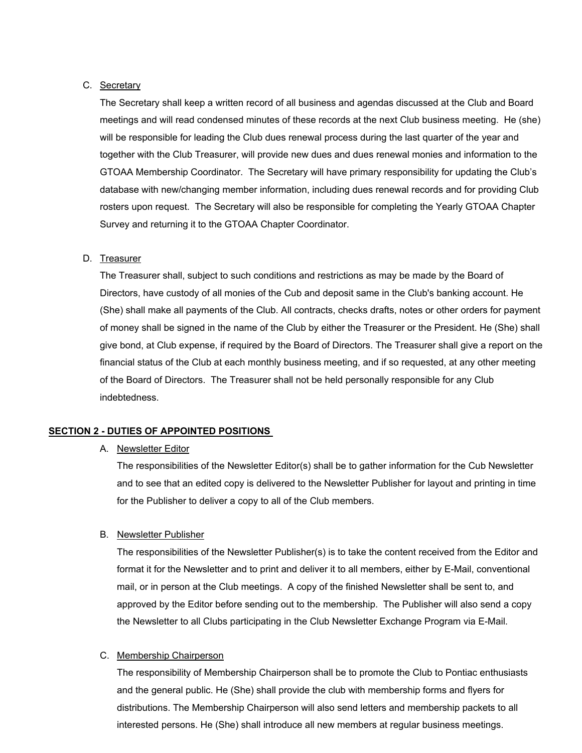C. Secretary

The Secretary shall keep a written record of all business and agendas discussed at the Club and Board meetings and will read condensed minutes of these records at the next Club business meeting. He (she) will be responsible for leading the Club dues renewal process during the last quarter of the year and together with the Club Treasurer, will provide new dues and dues renewal monies and information to the GTOAA Membership Coordinator. The Secretary will have primary responsibility for updating the Club's database with new/changing member information, including dues renewal records and for providing Club rosters upon request. The Secretary will also be responsible for completing the Yearly GTOAA Chapter Survey and returning it to the GTOAA Chapter Coordinator.

D. Treasurer

The Treasurer shall, subject to such conditions and restrictions as may be made by the Board of Directors, have custody of all monies of the Cub and deposit same in the Club's banking account. He (She) shall make all payments of the Club. All contracts, checks drafts, notes or other orders for payment of money shall be signed in the name of the Club by either the Treasurer or the President. He (She) shall give bond, at Club expense, if required by the Board of Directors. The Treasurer shall give a report on the financial status of the Club at each monthly business meeting, and if so requested, at any other meeting of the Board of Directors. The Treasurer shall not be held personally responsible for any Club indebtedness.

## SECTION 2 - DUTIES OF APPOINTED POSITIONS

A. Newsletter Editor

The responsibilities of the Newsletter Editor(s) shall be to gather information for the Cub Newsletter and to see that an edited copy is delivered to the Newsletter Publisher for layout and printing in time for the Publisher to deliver a copy to all of the Club members.

B. Newsletter Publisher

The responsibilities of the Newsletter Publisher(s) is to take the content received from the Editor and format it for the Newsletter and to print and deliver it to all members, either by E-Mail, conventional mail, or in person at the Club meetings. A copy of the finished Newsletter shall be sent to, and approved by the Editor before sending out to the membership. The Publisher will also send a copy the Newsletter to all Clubs participating in the Club Newsletter Exchange Program via E-Mail.

C. Membership Chairperson

The responsibility of Membership Chairperson shall be to promote the Club to Pontiac enthusiasts and the general public. He (She) shall provide the club with membership forms and flyers for distributions. The Membership Chairperson will also send letters and membership packets to all interested persons. He (She) shall introduce all new members at regular business meetings.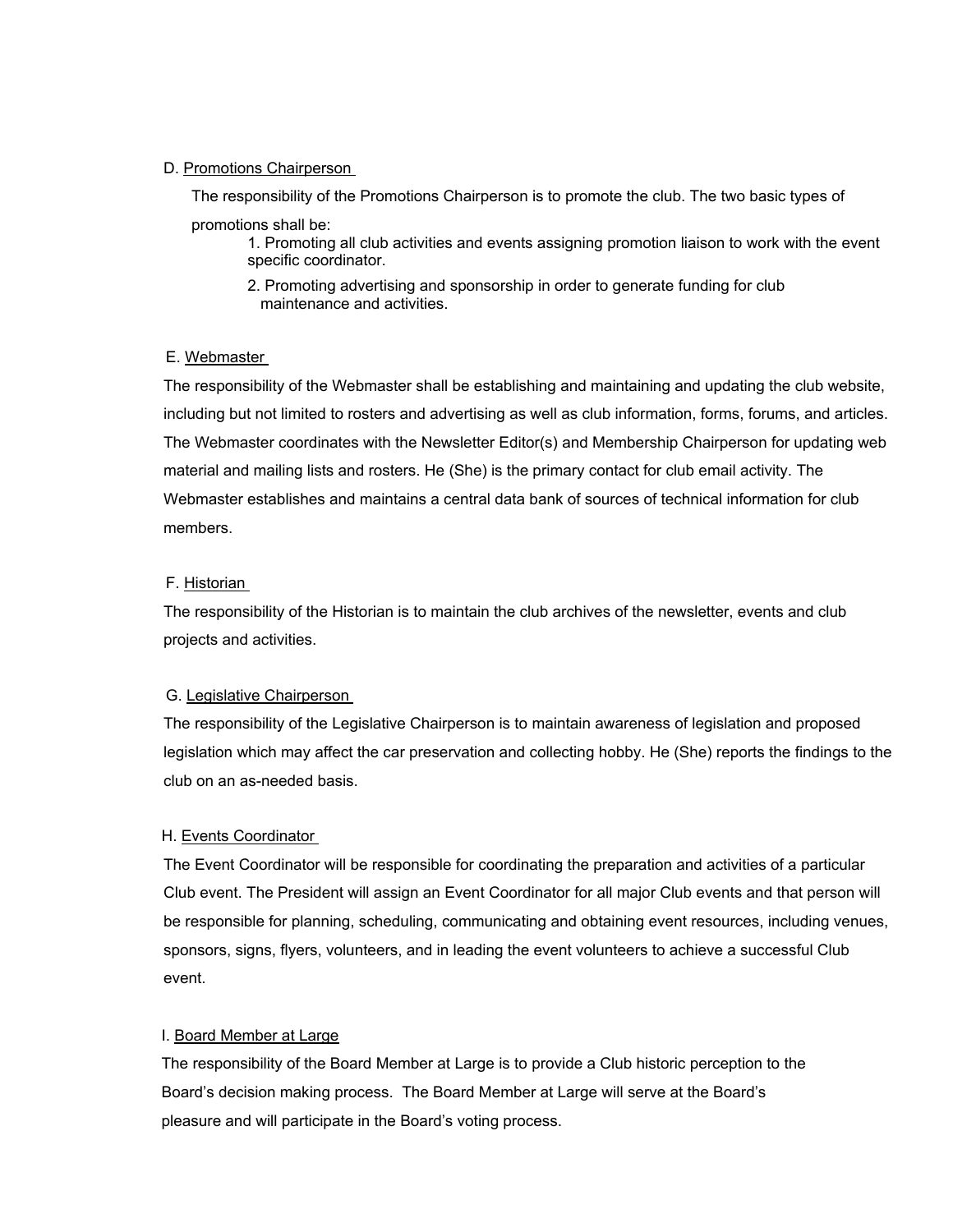D. <u>Promotions Chairperson</u>

The responsibility of the Promotions Chairperson is to promote the club. The two basic types of promotions shall be:

1. Promoting all club activities and events assigning promotion liaison to work with the event specific coordinator.
2. Promoting advertising and sponsorship in order to generate funding for club maintenance and activities.

E. <u>Webmaster</u>

The responsibility of the Webmaster shall be establishing and maintaining and updating the club website, including but not limited to rosters and advertising as well as club information, forms, forums, and articles. The Webmaster coordinates with the Newsletter Editor(s) and Membership Chairperson for updating web material and mailing lists and rosters. He (She) is the primary contact for club email activity. The Webmaster establishes and maintains a central data bank of sources of technical information for club members.

F. <u>Historian</u>

The responsibility of the Historian is to maintain the club archives of the newsletter, events and club projects and activities.

G. <u>Legislative Chairperson</u>

The responsibility of the Legislative Chairperson is to maintain awareness of legislation and proposed legislation which may affect the car preservation and collecting hobby. He (She) reports the findings to the club on an as-needed basis.

H. <u>Events Coordinator</u>

The Event Coordinator will be responsible for coordinating the preparation and activities of a particular Club event. The President will assign an Event Coordinator for all major Club events and that person will be responsible for planning, scheduling, communicating and obtaining event resources, including venues, sponsors, signs, flyers, volunteers, and in leading the event volunteers to achieve a successful Club event.

I. <u>Board Member at Large</u>

The responsibility of the Board Member at Large is to provide a Club historic perception to the Board's decision making process. The Board Member at Large will serve at the Board's pleasure and will participate in the Board's voting process.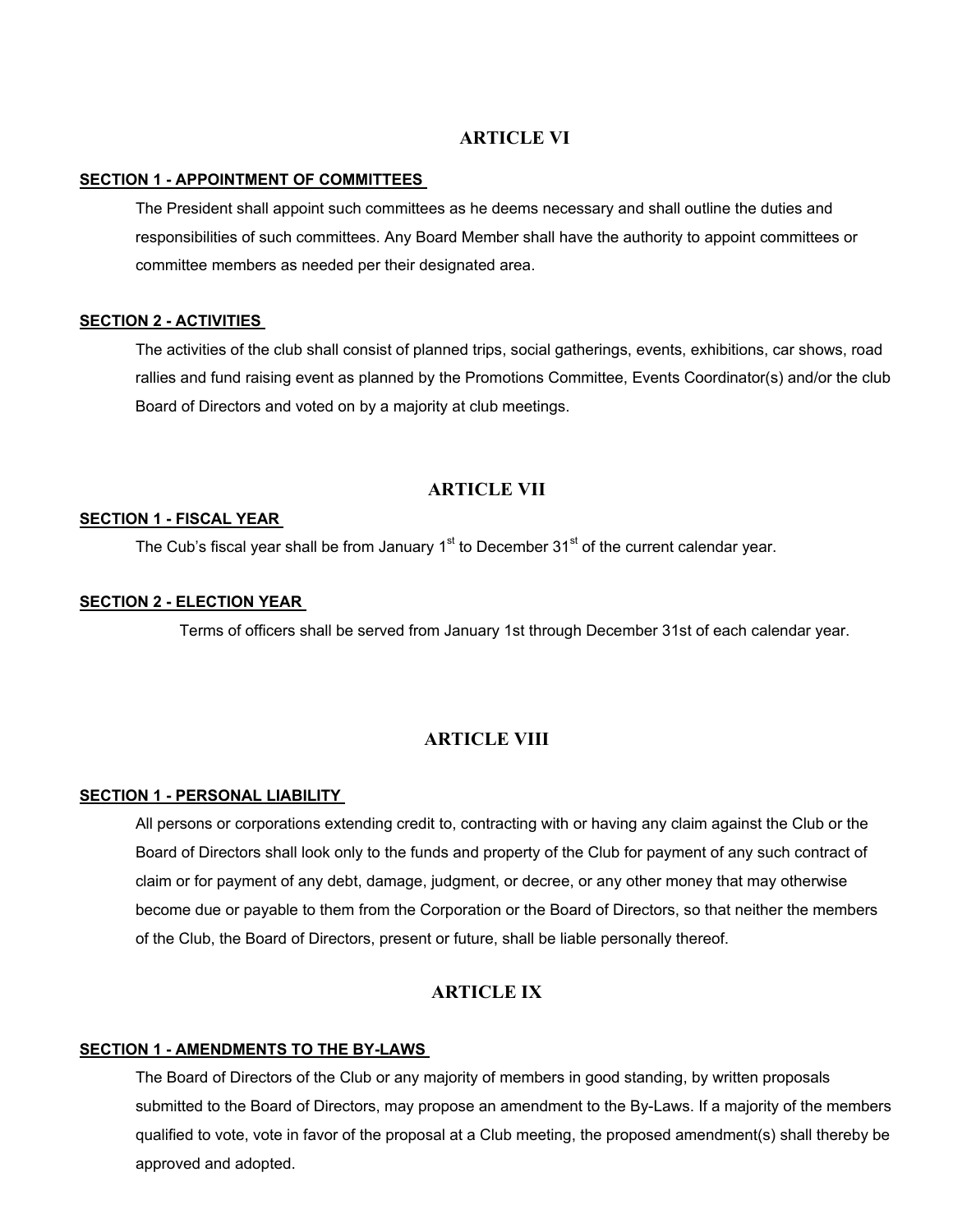## ARTICLE VI

**SECTION 1 - APPOINTMENT OF COMMITTEES**

The President shall appoint such committees as he deems necessary and shall outline the duties and responsibilities of such committees. Any Board Member shall have the authority to appoint committees or committee members as needed per their designated area.

**SECTION 2 - ACTIVITIES**

The activities of the club shall consist of planned trips, social gatherings, events, exhibitions, car shows, road rallies and fund raising event as planned by the Promotions Committee, Events Coordinator(s) and/or the club Board of Directors and voted on by a majority at club meetings.

## ARTICLE VII

**SECTION 1 - FISCAL YEAR**

The Cub's fiscal year shall be from January 1st to December 31st of the current calendar year.

**SECTION 2 - ELECTION YEAR**

Terms of officers shall be served from January 1st through December 31st of each calendar year.

## ARTICLE VIII

**SECTION 1 - PERSONAL LIABILITY**

All persons or corporations extending credit to, contracting with or having any claim against the Club or the Board of Directors shall look only to the funds and property of the Club for payment of any such contract of claim or for payment of any debt, damage, judgment, or decree, or any other money that may otherwise become due or payable to them from the Corporation or the Board of Directors, so that neither the members of the Club, the Board of Directors, present or future, shall be liable personally thereof.

## ARTICLE IX

**SECTION 1 - AMENDMENTS TO THE BY-LAWS**

The Board of Directors of the Club or any majority of members in good standing, by written proposals submitted to the Board of Directors, may propose an amendment to the By-Laws. If a majority of the members qualified to vote, vote in favor of the proposal at a Club meeting, the proposed amendment(s) shall thereby be approved and adopted.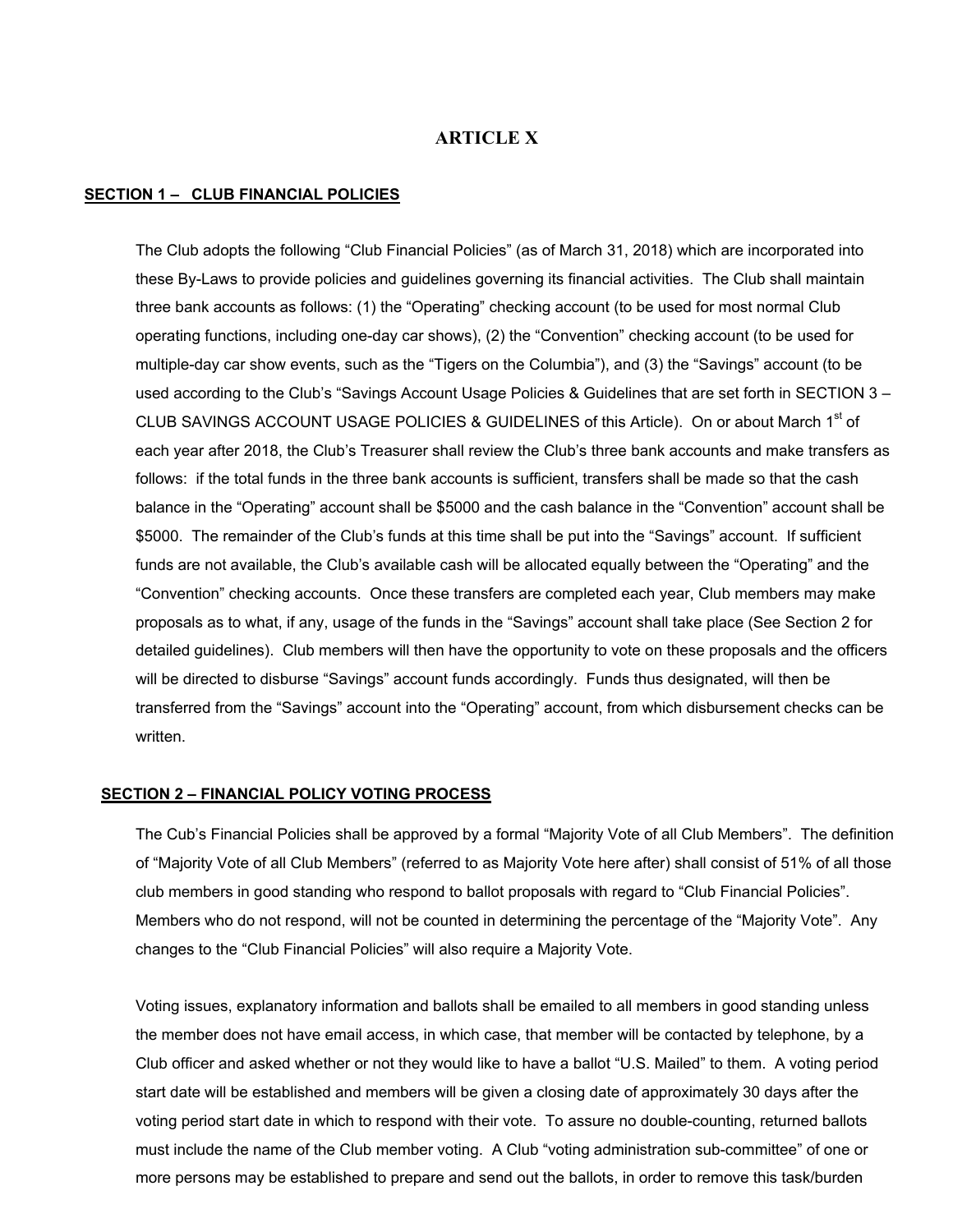# ARTICLE X

## SECTION 1 – CLUB FINANCIAL POLICIES

The Club adopts the following "Club Financial Policies" (as of March 31, 2018) which are incorporated into these By-Laws to provide policies and guidelines governing its financial activities. The Club shall maintain three bank accounts as follows: (1) the "Operating" checking account (to be used for most normal Club operating functions, including one-day car shows), (2) the "Convention" checking account (to be used for multiple-day car show events, such as the "Tigers on the Columbia"), and (3) the "Savings" account (to be used according to the Club's "Savings Account Usage Policies & Guidelines that are set forth in SECTION 3 – CLUB SAVINGS ACCOUNT USAGE POLICIES & GUIDELINES of this Article). On or about March 1st of each year after 2018, the Club's Treasurer shall review the Club's three bank accounts and make transfers as follows: if the total funds in the three bank accounts is sufficient, transfers shall be made so that the cash balance in the "Operating" account shall be $5000 and the cash balance in the "Convention" account shall be $5000. The remainder of the Club's funds at this time shall be put into the "Savings" account. If sufficient funds are not available, the Club's available cash will be allocated equally between the "Operating" and the "Convention" checking accounts. Once these transfers are completed each year, Club members may make proposals as to what, if any, usage of the funds in the "Savings" account shall take place (See Section 2 for detailed guidelines). Club members will then have the opportunity to vote on these proposals and the officers will be directed to disburse "Savings" account funds accordingly. Funds thus designated, will then be transferred from the "Savings" account into the "Operating" account, from which disbursement checks can be written.

## SECTION 2 – FINANCIAL POLICY VOTING PROCESS

The Cub's Financial Policies shall be approved by a formal "Majority Vote of all Club Members". The definition of "Majority Vote of all Club Members" (referred to as Majority Vote here after) shall consist of 51% of all those club members in good standing who respond to ballot proposals with regard to "Club Financial Policies". Members who do not respond, will not be counted in determining the percentage of the "Majority Vote". Any changes to the "Club Financial Policies" will also require a Majority Vote.

Voting issues, explanatory information and ballots shall be emailed to all members in good standing unless the member does not have email access, in which case, that member will be contacted by telephone, by a Club officer and asked whether or not they would like to have a ballot "U.S. Mailed" to them. A voting period start date will be established and members will be given a closing date of approximately 30 days after the voting period start date in which to respond with their vote. To assure no double-counting, returned ballots must include the name of the Club member voting. A Club "voting administration sub-committee" of one or more persons may be established to prepare and send out the ballots, in order to remove this task/burden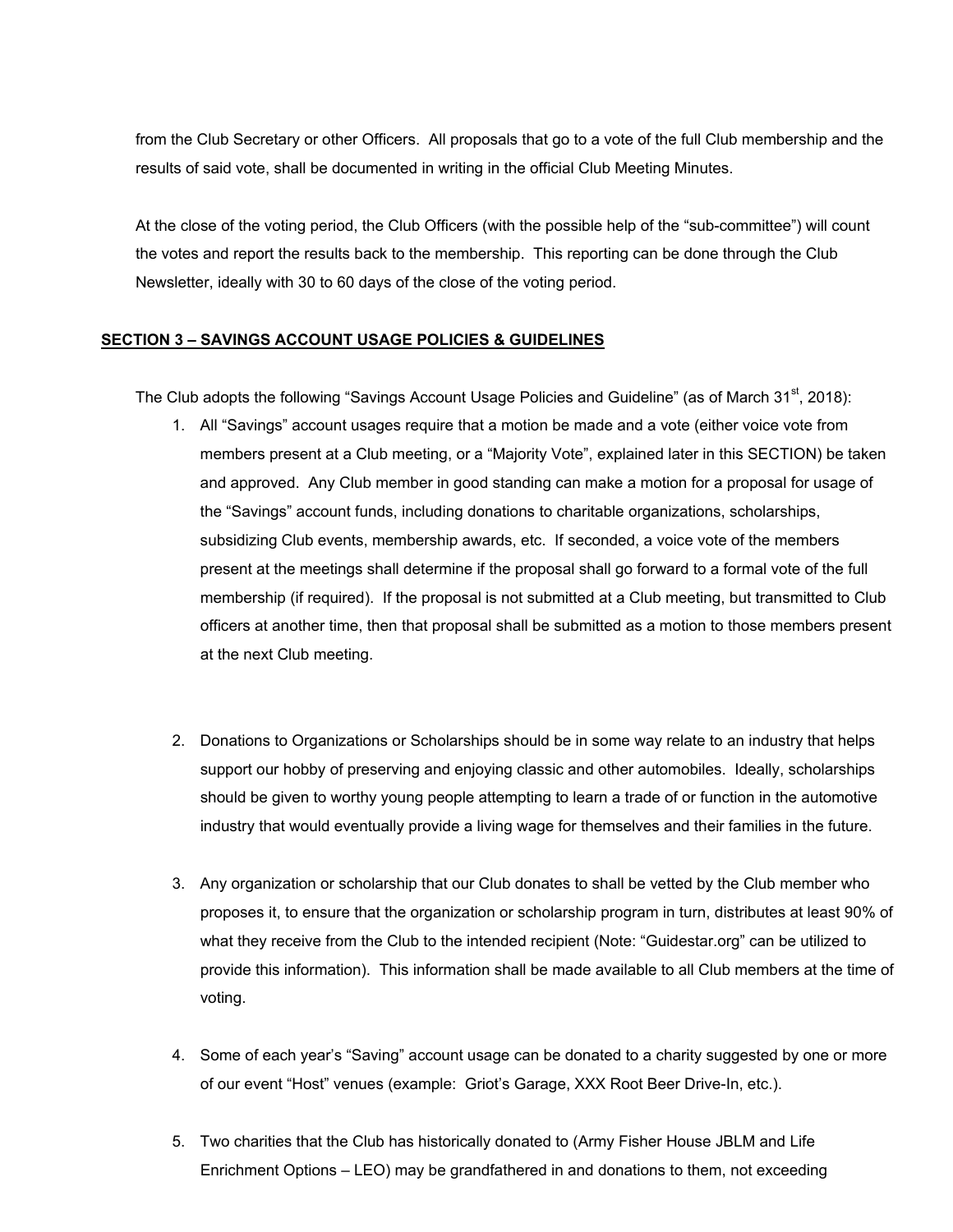from the Club Secretary or other Officers. All proposals that go to a vote of the full Club membership and the results of said vote, shall be documented in writing in the official Club Meeting Minutes.

At the close of the voting period, the Club Officers (with the possible help of the "sub-committee") will count the votes and report the results back to the membership. This reporting can be done through the Club Newsletter, ideally with 30 to 60 days of the close of the voting period.

## <u>SECTION 3 – SAVINGS ACCOUNT USAGE POLICIES & GUIDELINES</u>

The Club adopts the following "Savings Account Usage Policies and Guideline" (as of March 31st, 2018):

1. All "Savings" account usages require that a motion be made and a vote (either voice vote from members present at a Club meeting, or a "Majority Vote", explained later in this SECTION) be taken and approved. Any Club member in good standing can make a motion for a proposal for usage of the "Savings" account funds, including donations to charitable organizations, scholarships, subsidizing Club events, membership awards, etc. If seconded, a voice vote of the members present at the meetings shall determine if the proposal shall go forward to a formal vote of the full membership (if required). If the proposal is not submitted at a Club meeting, but transmitted to Club officers at another time, then that proposal shall be submitted as a motion to those members present at the next Club meeting.

2. Donations to Organizations or Scholarships should be in some way relate to an industry that helps support our hobby of preserving and enjoying classic and other automobiles. Ideally, scholarships should be given to worthy young people attempting to learn a trade of or function in the automotive industry that would eventually provide a living wage for themselves and their families in the future.

3. Any organization or scholarship that our Club donates to shall be vetted by the Club member who proposes it, to ensure that the organization or scholarship program in turn, distributes at least 90% of what they receive from the Club to the intended recipient (Note: "Guidestar.org" can be utilized to provide this information). This information shall be made available to all Club members at the time of voting.

4. Some of each year's "Saving" account usage can be donated to a charity suggested by one or more of our event "Host" venues (example: Griot's Garage, XXX Root Beer Drive-In, etc.).

5. Two charities that the Club has historically donated to (Army Fisher House JBLM and Life Enrichment Options – LEO) may be grandfathered in and donations to them, not exceeding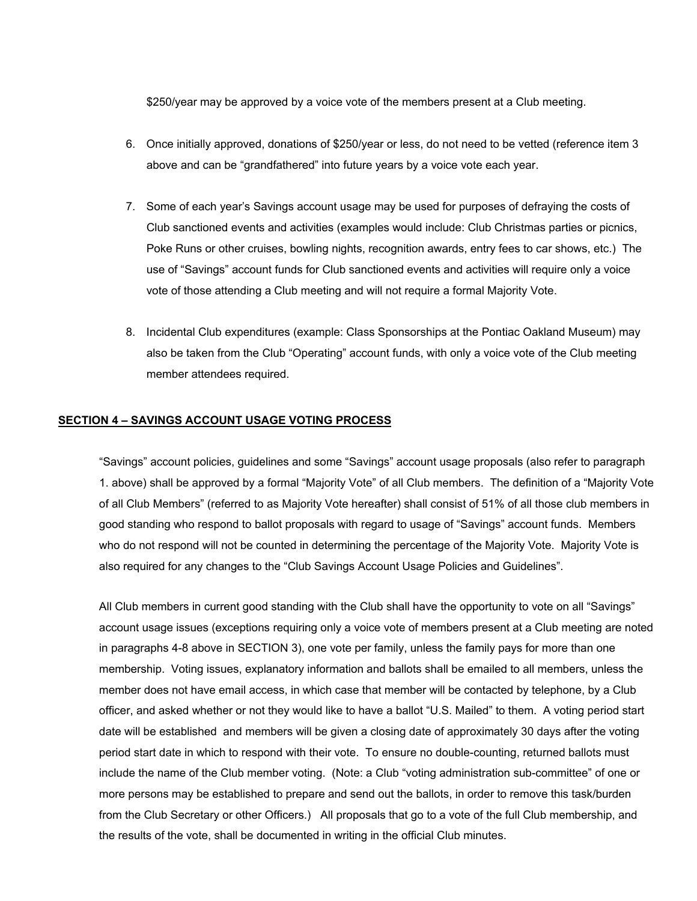$250/year may be approved by a voice vote of the members present at a Club meeting.

6. Once initially approved, donations of $250/year or less, do not need to be vetted (reference item 3 above and can be "grandfathered" into future years by a voice vote each year.

7. Some of each year's Savings account usage may be used for purposes of defraying the costs of Club sanctioned events and activities (examples would include: Club Christmas parties or picnics, Poke Runs or other cruises, bowling nights, recognition awards, entry fees to car shows, etc.) The use of "Savings" account funds for Club sanctioned events and activities will require only a voice vote of those attending a Club meeting and will not require a formal Majority Vote.

8. Incidental Club expenditures (example: Class Sponsorships at the Pontiac Oakland Museum) may also be taken from the Club "Operating" account funds, with only a voice vote of the Club meeting member attendees required.

## SECTION 4 – SAVINGS ACCOUNT USAGE VOTING PROCESS

"Savings" account policies, guidelines and some "Savings" account usage proposals (also refer to paragraph 1. above) shall be approved by a formal "Majority Vote" of all Club members. The definition of a "Majority Vote of all Club Members" (referred to as Majority Vote hereafter) shall consist of 51% of all those club members in good standing who respond to ballot proposals with regard to usage of "Savings" account funds. Members who do not respond will not be counted in determining the percentage of the Majority Vote. Majority Vote is also required for any changes to the "Club Savings Account Usage Policies and Guidelines".

All Club members in current good standing with the Club shall have the opportunity to vote on all "Savings" account usage issues (exceptions requiring only a voice vote of members present at a Club meeting are noted in paragraphs 4-8 above in SECTION 3), one vote per family, unless the family pays for more than one membership. Voting issues, explanatory information and ballots shall be emailed to all members, unless the member does not have email access, in which case that member will be contacted by telephone, by a Club officer, and asked whether or not they would like to have a ballot "U.S. Mailed" to them. A voting period start date will be established and members will be given a closing date of approximately 30 days after the voting period start date in which to respond with their vote. To ensure no double-counting, returned ballots must include the name of the Club member voting. (Note: a Club "voting administration sub-committee" of one or more persons may be established to prepare and send out the ballots, in order to remove this task/burden from the Club Secretary or other Officers.) All proposals that go to a vote of the full Club membership, and the results of the vote, shall be documented in writing in the official Club minutes.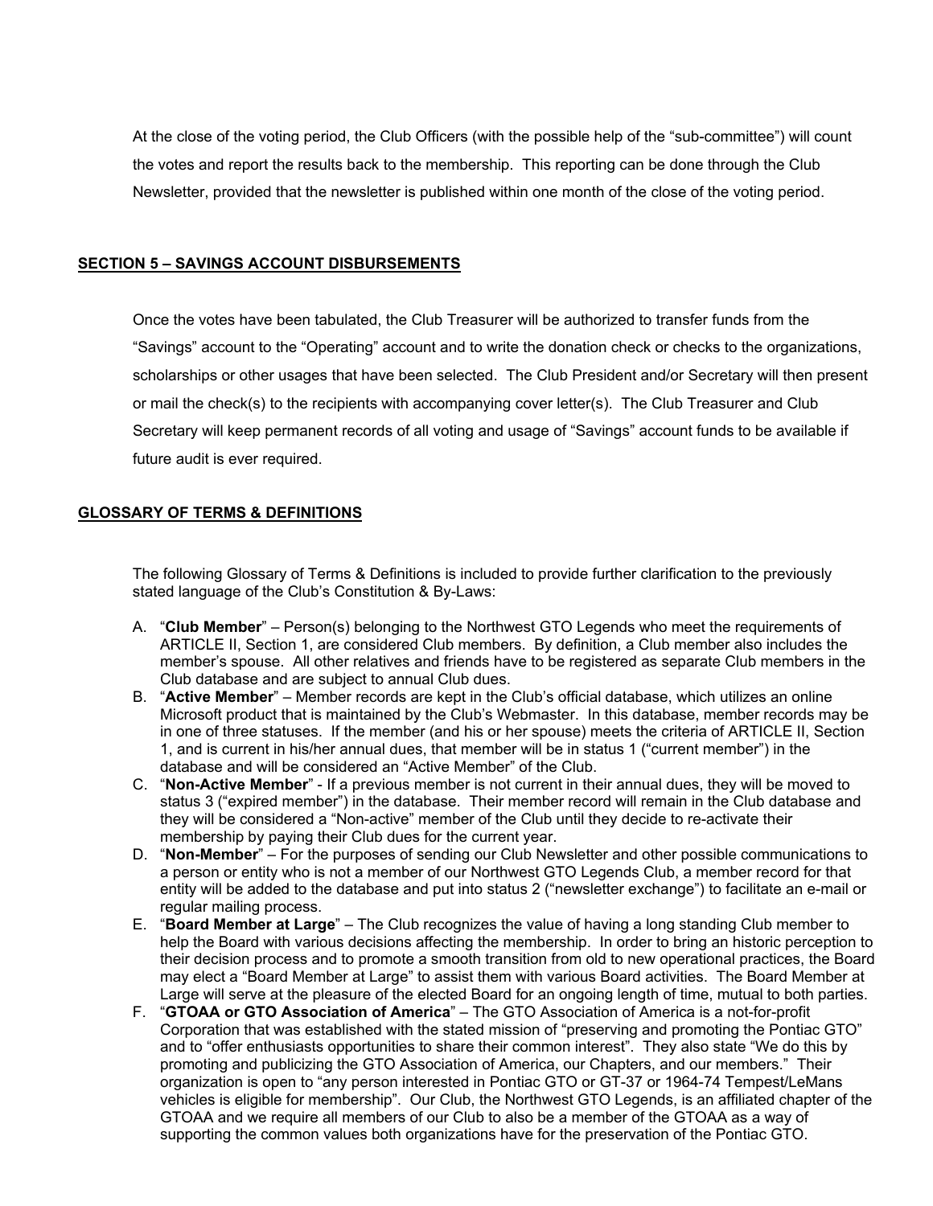At the close of the voting period, the Club Officers (with the possible help of the "sub-committee") will count the votes and report the results back to the membership. This reporting can be done through the Club Newsletter, provided that the newsletter is published within one month of the close of the voting period.

## SECTION 5 – SAVINGS ACCOUNT DISBURSEMENTS

Once the votes have been tabulated, the Club Treasurer will be authorized to transfer funds from the "Savings" account to the "Operating" account and to write the donation check or checks to the organizations, scholarships or other usages that have been selected. The Club President and/or Secretary will then present or mail the check(s) to the recipients with accompanying cover letter(s). The Club Treasurer and Club Secretary will keep permanent records of all voting and usage of "Savings" account funds to be available if future audit is ever required.

## GLOSSARY OF TERMS & DEFINITIONS

The following Glossary of Terms & Definitions is included to provide further clarification to the previously stated language of the Club's Constitution & By-Laws:

A. "**Club Member**" – Person(s) belonging to the Northwest GTO Legends who meet the requirements of ARTICLE II, Section 1, are considered Club members. By definition, a Club member also includes the member's spouse. All other relatives and friends have to be registered as separate Club members in the Club database and are subject to annual Club dues.

B. "**Active Member**" – Member records are kept in the Club's official database, which utilizes an online Microsoft product that is maintained by the Club's Webmaster. In this database, member records may be in one of three statuses. If the member (and his or her spouse) meets the criteria of ARTICLE II, Section 1, and is current in his/her annual dues, that member will be in status 1 ("current member") in the database and will be considered an "Active Member" of the Club.

C. "**Non-Active Member**" - If a previous member is not current in their annual dues, they will be moved to status 3 ("expired member") in the database. Their member record will remain in the Club database and they will be considered a "Non-active" member of the Club until they decide to re-activate their membership by paying their Club dues for the current year.

D. "**Non-Member**" – For the purposes of sending our Club Newsletter and other possible communications to a person or entity who is not a member of our Northwest GTO Legends Club, a member record for that entity will be added to the database and put into status 2 ("newsletter exchange") to facilitate an e-mail or regular mailing process.

E. "**Board Member at Large**" – The Club recognizes the value of having a long standing Club member to help the Board with various decisions affecting the membership. In order to bring an historic perception to their decision process and to promote a smooth transition from old to new operational practices, the Board may elect a "Board Member at Large" to assist them with various Board activities. The Board Member at Large will serve at the pleasure of the elected Board for an ongoing length of time, mutual to both parties.

F. "**GTOAA or GTO Association of America**" – The GTO Association of America is a not-for-profit Corporation that was established with the stated mission of "preserving and promoting the Pontiac GTO" and to "offer enthusiasts opportunities to share their common interest". They also state "We do this by promoting and publicizing the GTO Association of America, our Chapters, and our members." Their organization is open to "any person interested in Pontiac GTO or GT-37 or 1964-74 Tempest/LeMans vehicles is eligible for membership". Our Club, the Northwest GTO Legends, is an affiliated chapter of the GTOAA and we require all members of our Club to also be a member of the GTOAA as a way of supporting the common values both organizations have for the preservation of the Pontiac GTO.